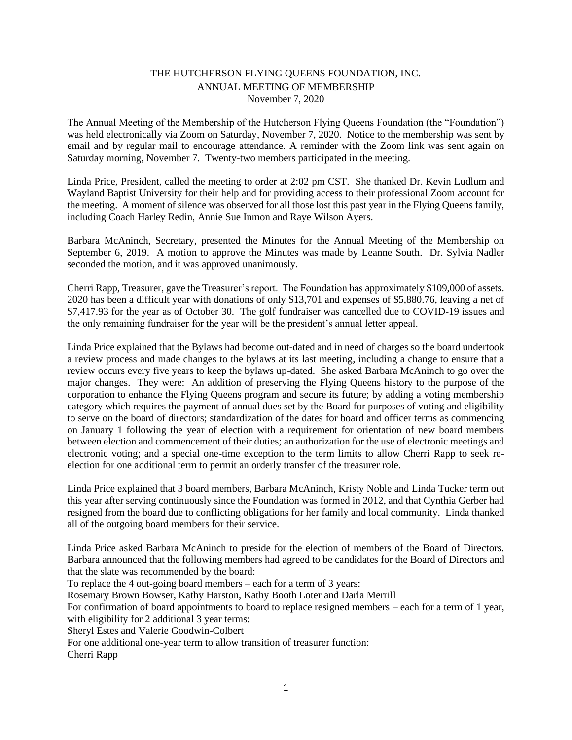# THE HUTCHERSON FLYING QUEENS FOUNDATION, INC.
## ANNUAL MEETING OF MEMBERSHIP
### November 7, 2020

The Annual Meeting of the Membership of the Hutcherson Flying Queens Foundation (the "Foundation") was held electronically via Zoom on Saturday, November 7, 2020. Notice to the membership was sent by email and by regular mail to encourage attendance. A reminder with the Zoom link was sent again on Saturday morning, November 7. Twenty-two members participated in the meeting.

Linda Price, President, called the meeting to order at 2:02 pm CST. She thanked Dr. Kevin Ludlum and Wayland Baptist University for their help and for providing access to their professional Zoom account for the meeting. A moment of silence was observed for all those lost this past year in the Flying Queens family, including Coach Harley Redin, Annie Sue Inmon and Raye Wilson Ayers.

Barbara McAninch, Secretary, presented the Minutes for the Annual Meeting of the Membership on September 6, 2019. A motion to approve the Minutes was made by Leanne South. Dr. Sylvia Nadler seconded the motion, and it was approved unanimously.

Cherri Rapp, Treasurer, gave the Treasurer's report. The Foundation has approximately $109,000 of assets. 2020 has been a difficult year with donations of only $13,701 and expenses of $5,880.76, leaving a net of $7,417.93 for the year as of October 30. The golf fundraiser was cancelled due to COVID-19 issues and the only remaining fundraiser for the year will be the president's annual letter appeal.

Linda Price explained that the Bylaws had become out-dated and in need of charges so the board undertook a review process and made changes to the bylaws at its last meeting, including a change to ensure that a review occurs every five years to keep the bylaws up-dated. She asked Barbara McAninch to go over the major changes. They were: An addition of preserving the Flying Queens history to the purpose of the corporation to enhance the Flying Queens program and secure its future; by adding a voting membership category which requires the payment of annual dues set by the Board for purposes of voting and eligibility to serve on the board of directors; standardization of the dates for board and officer terms as commencing on January 1 following the year of election with a requirement for orientation of new board members between election and commencement of their duties; an authorization for the use of electronic meetings and electronic voting; and a special one-time exception to the term limits to allow Cherri Rapp to seek re-election for one additional term to permit an orderly transfer of the treasurer role.

Linda Price explained that 3 board members, Barbara McAninch, Kristy Noble and Linda Tucker term out this year after serving continuously since the Foundation was formed in 2012, and that Cynthia Gerber had resigned from the board due to conflicting obligations for her family and local community. Linda thanked all of the outgoing board members for their service.

Linda Price asked Barbara McAninch to preside for the election of members of the Board of Directors. Barbara announced that the following members had agreed to be candidates for the Board of Directors and that the slate was recommended by the board:

To replace the 4 out-going board members – each for a term of 3 years:
Rosemary Brown Bowser, Kathy Harston, Kathy Booth Loter and Darla Merrill

For confirmation of board appointments to board to replace resigned members – each for a term of 1 year, with eligibility for 2 additional 3 year terms:
Sheryl Estes and Valerie Goodwin-Colbert

For one additional one-year term to allow transition of treasurer function:
Cherri Rapp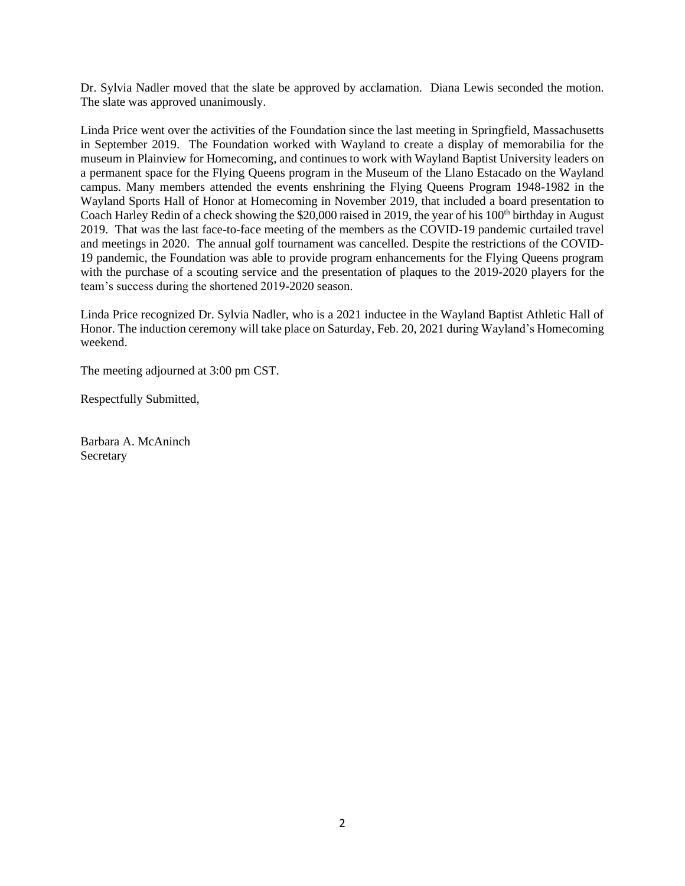Dr. Sylvia Nadler moved that the slate be approved by acclamation. Diana Lewis seconded the motion. The slate was approved unanimously.

Linda Price went over the activities of the Foundation since the last meeting in Springfield, Massachusetts in September 2019. The Foundation worked with Wayland to create a display of memorabilia for the museum in Plainview for Homecoming, and continues to work with Wayland Baptist University leaders on a permanent space for the Flying Queens program in the Museum of the Llano Estacado on the Wayland campus. Many members attended the events enshrining the Flying Queens Program 1948-1982 in the Wayland Sports Hall of Honor at Homecoming in November 2019, that included a board presentation to Coach Harley Redin of a check showing the $20,000 raised in 2019, the year of his 100th birthday in August 2019. That was the last face-to-face meeting of the members as the COVID-19 pandemic curtailed travel and meetings in 2020. The annual golf tournament was cancelled. Despite the restrictions of the COVID-19 pandemic, the Foundation was able to provide program enhancements for the Flying Queens program with the purchase of a scouting service and the presentation of plaques to the 2019-2020 players for the team's success during the shortened 2019-2020 season.

Linda Price recognized Dr. Sylvia Nadler, who is a 2021 inductee in the Wayland Baptist Athletic Hall of Honor. The induction ceremony will take place on Saturday, Feb. 20, 2021 during Wayland's Homecoming weekend.

The meeting adjourned at 3:00 pm CST.

Respectfully Submitted,

Barbara A. McAninch
Secretary